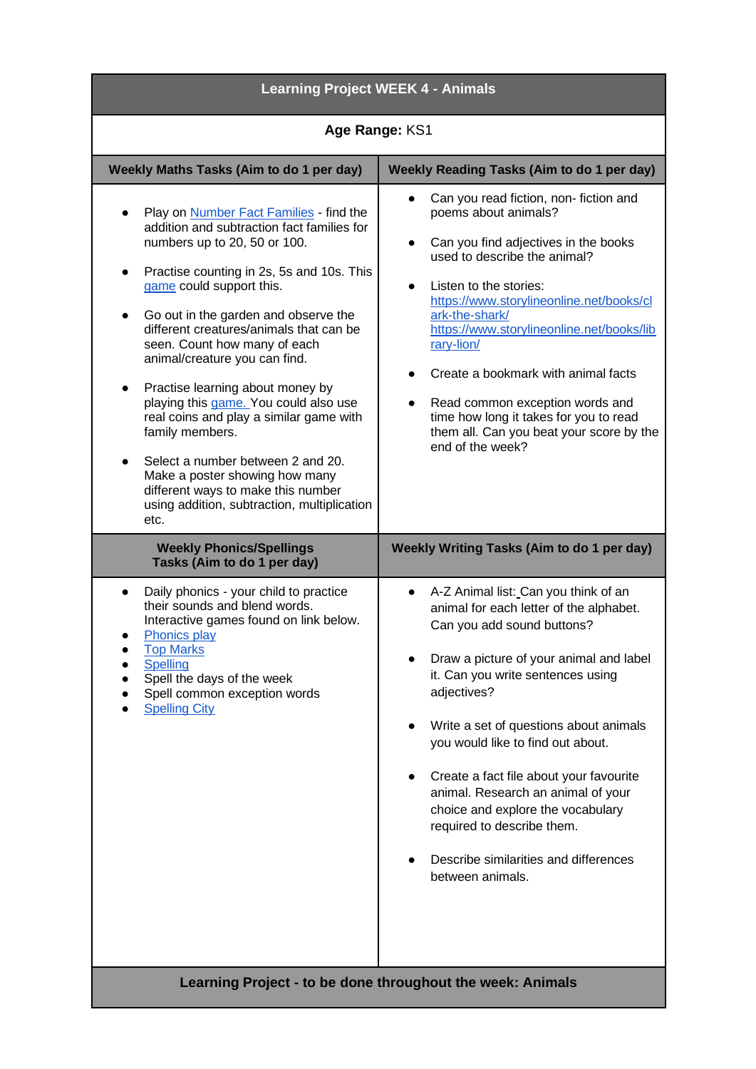| Learning Project WEEK 4 - Animals | |
|---|---|
| **Age Range:** KS1 | |
| **Weekly Maths Tasks (Aim to do 1 per day)** | **Weekly Reading Tasks (Aim to do 1 per day)** |
| • Play on Number Fact Families - find the addition and subtraction fact families for numbers up to 20, 50 or 100.<br>• Practise counting in 2s, 5s and 10s. This game could support this.<br>• Go out in the garden and observe the different creatures/animals that can be seen. Count how many of each animal/creature you can find.<br>• Practise learning about money by playing this game. You could also use real coins and play a similar game with family members.<br>• Select a number between 2 and 20. Make a poster showing how many different ways to make this number using addition, subtraction, multiplication etc. | • Can you read fiction, non- fiction and poems about animals?<br>• Can you find adjectives in the books used to describe the animal?<br>• Listen to the stories: https://www.storylineonline.net/books/clark-the-shark/ https://www.storylineonline.net/books/library-lion/<br>• Create a bookmark with animal facts<br>• Read common exception words and time how long it takes for you to read them all. Can you beat your score by the end of the week? |
| **Weekly Phonics/Spellings Tasks (Aim to do 1 per day)** | **Weekly Writing Tasks (Aim to do 1 per day)** |
| • Daily phonics - your child to practice their sounds and blend words. Interactive games found on link below.<br>• Phonics play<br>• Top Marks<br>• Spelling<br>• Spell the days of the week<br>• Spell common exception words<br>• Spelling City | • A-Z Animal list: Can you think of an animal for each letter of the alphabet. Can you add sound buttons?<br>• Draw a picture of your animal and label it. Can you write sentences using adjectives?<br>• Write a set of questions about animals you would like to find out about.<br>• Create a fact file about your favourite animal. Research an animal of your choice and explore the vocabulary required to describe them.<br>• Describe similarities and differences between animals. |
| **Learning Project - to be done throughout the week: Animals** | |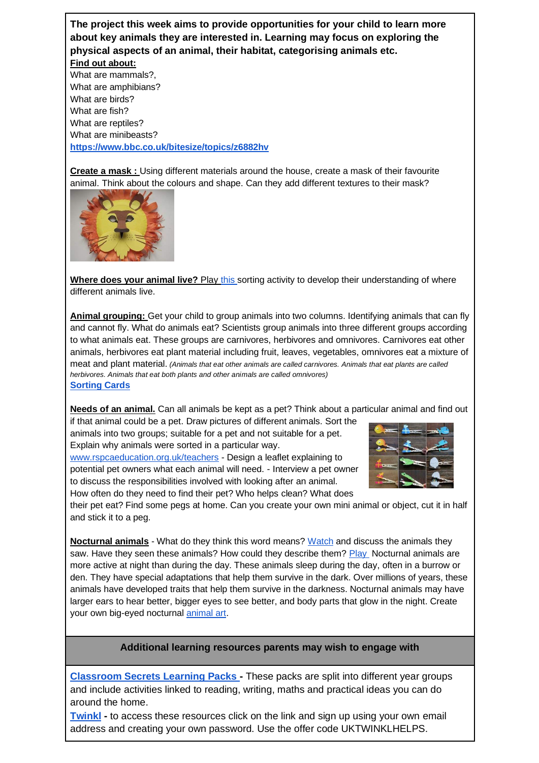**The project this week aims to provide opportunities for your child to learn more about key animals they are interested in. Learning may focus on exploring the physical aspects of an animal, their habitat, categorising animals etc.**

**Find out about:**

What are mammals?,
What are amphibians?
What are birds?
What are fish?
What are reptiles?
What are minibeasts?
**https://www.bbc.co.uk/bitesize/topics/z6882hv**

**Create a mask :** Using different materials around the house, create a mask of their favourite animal. Think about the colours and shape. Can they add different textures to their mask?

**Where does your animal live?** Play this sorting activity to develop their understanding of where different animals live.

**Animal grouping:** Get your child to group animals into two columns. Identifying animals that can fly and cannot fly. What do animals eat? Scientists group animals into three different groups according to what animals eat. These groups are carnivores, herbivores and omnivores. Carnivores eat other animals, herbivores eat plant material including fruit, leaves, vegetables, omnivores eat a mixture of meat and plant material. *(Animals that eat other animals are called carnivores. Animals that eat plants are called herbivores. Animals that eat both plants and other animals are called omnivores)*
**Sorting Cards**

**Needs of an animal.** Can all animals be kept as a pet? Think about a particular animal and find out if that animal could be a pet. Draw pictures of different animals. Sort the animals into two groups; suitable for a pet and not suitable for a pet. Explain why animals were sorted in a particular way.
www.rspcaeducation.org.uk/teachers - Design a leaflet explaining to potential pet owners what each animal will need. - Interview a pet owner to discuss the responsibilities involved with looking after an animal. How often do they need to find their pet? Who helps clean? What does their pet eat? Find some pegs at home. Can you create your own mini animal or object, cut it in half and stick it to a peg.

**Nocturnal animals** - What do they think this word means? Watch and discuss the animals they saw. Have they seen these animals? How could they describe them? Play Nocturnal animals are more active at night than during the day. These animals sleep during the day, often in a burrow or den. They have special adaptations that help them survive in the dark. Over millions of years, these animals have developed traits that help them survive in the darkness. Nocturnal animals may have larger ears to hear better, bigger eyes to see better, and body parts that glow in the night. Create your own big-eyed nocturnal animal art.

**Additional learning resources parents may wish to engage with**

**Classroom Secrets Learning Packs -** These packs are split into different year groups and include activities linked to reading, writing, maths and practical ideas you can do around the home.

**Twinkl -** to access these resources click on the link and sign up using your own email address and creating your own password. Use the offer code UKTWINKLHELPS.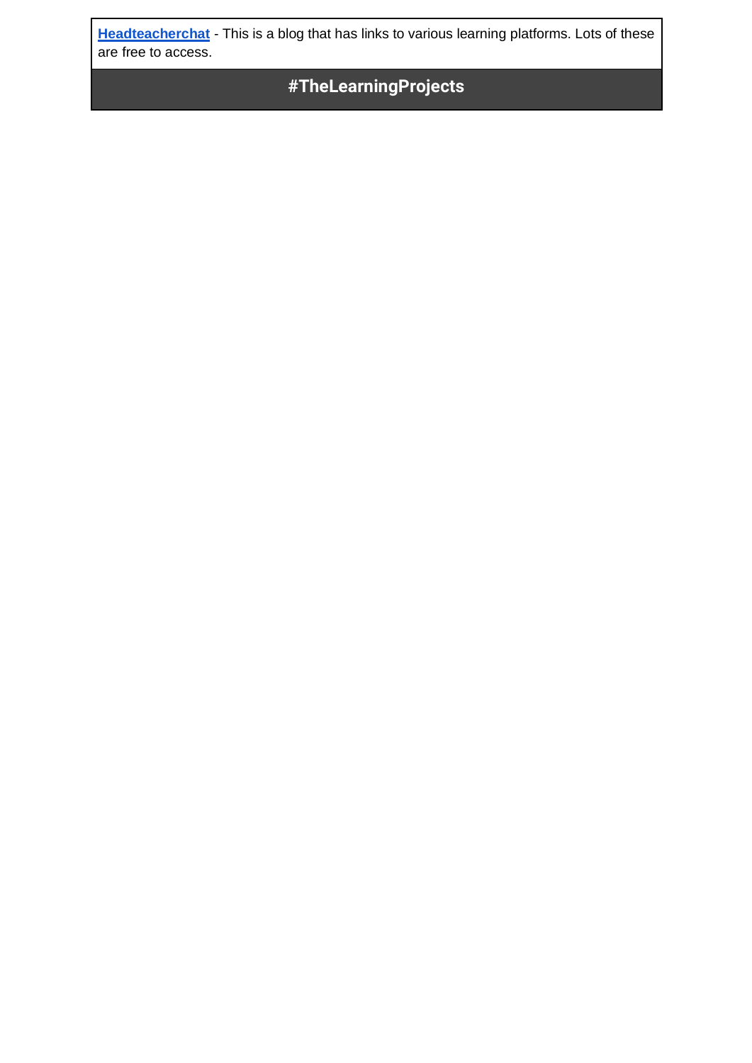**Headteacherchat** - This is a blog that has links to various learning platforms. Lots of these are free to access.

**#TheLearningProjects**